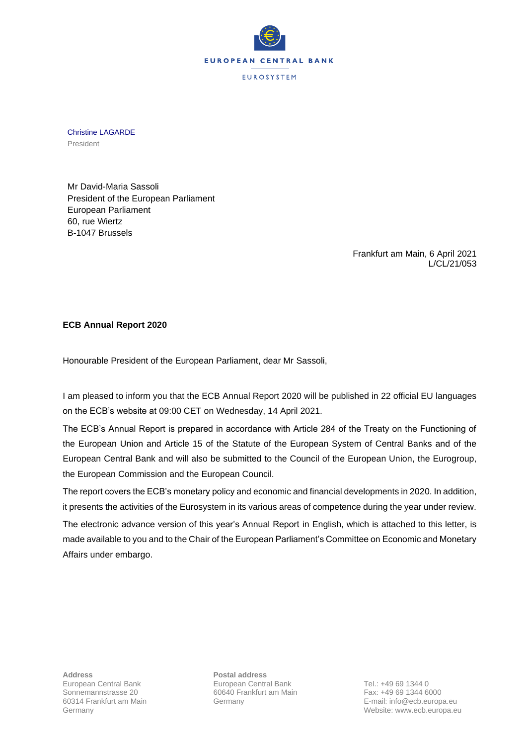EUROPEAN CENTRAL BANK

EUROSYSTEM

Christine LAGARDE
President

Mr David-Maria Sassoli
President of the European Parliament
European Parliament
60, rue Wiertz
B-1047 Brussels

Frankfurt am Main, 6 April 2021
L/CL/21/053

**ECB Annual Report 2020**

Honourable President of the European Parliament, dear Mr Sassoli,

I am pleased to inform you that the ECB Annual Report 2020 will be published in 22 official EU languages on the ECB's website at 09:00 CET on Wednesday, 14 April 2021.

The ECB's Annual Report is prepared in accordance with Article 284 of the Treaty on the Functioning of the European Union and Article 15 of the Statute of the European System of Central Banks and of the European Central Bank and will also be submitted to the Council of the European Union, the Eurogroup, the European Commission and the European Council.

The report covers the ECB's monetary policy and economic and financial developments in 2020. In addition, it presents the activities of the Eurosystem in its various areas of competence during the year under review.

The electronic advance version of this year's Annual Report in English, which is attached to this letter, is made available to you and to the Chair of the European Parliament's Committee on Economic and Monetary Affairs under embargo.

**Address**
European Central Bank
Sonnemannstrasse 20
60314 Frankfurt am Main
Germany

**Postal address**
European Central Bank
60640 Frankfurt am Main
Germany

Tel.: +49 69 1344 0
Fax: +49 69 1344 6000
E-mail: info@ecb.europa.eu
Website: www.ecb.europa.eu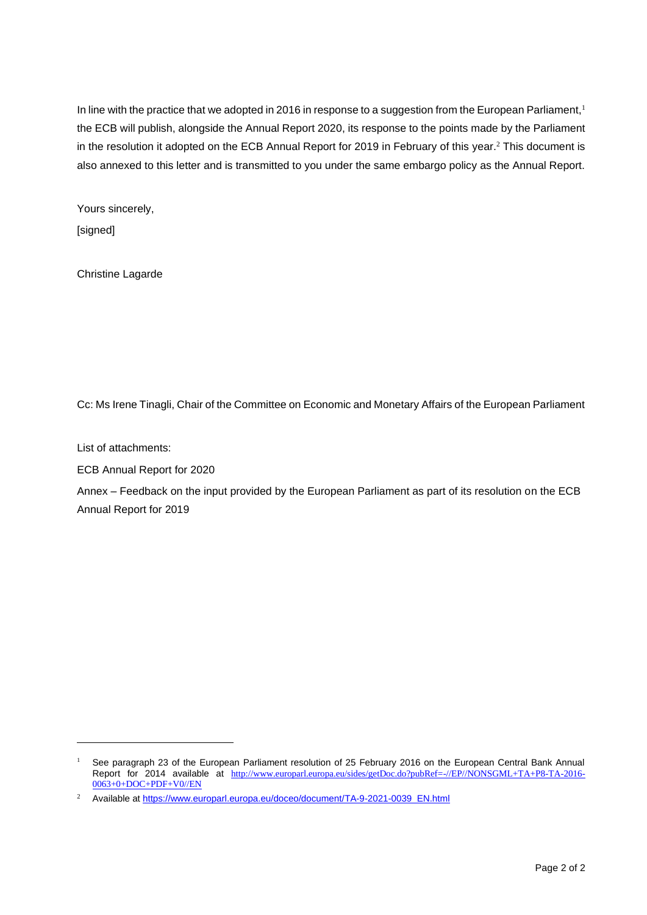In line with the practice that we adopted in 2016 in response to a suggestion from the European Parliament,[1] the ECB will publish, alongside the Annual Report 2020, its response to the points made by the Parliament in the resolution it adopted on the ECB Annual Report for 2019 in February of this year.[2] This document is also annexed to this letter and is transmitted to you under the same embargo policy as the Annual Report.

Yours sincerely,

[signed]

Christine Lagarde

Cc: Ms Irene Tinagli, Chair of the Committee on Economic and Monetary Affairs of the European Parliament

List of attachments:

ECB Annual Report for 2020

Annex – Feedback on the input provided by the European Parliament as part of its resolution on the ECB Annual Report for 2019

---

[1] See paragraph 23 of the European Parliament resolution of 25 February 2016 on the European Central Bank Annual Report for 2014 available at http://www.europarl.europa.eu/sides/getDoc.do?pubRef=-//EP//NONSGML+TA+P8-TA-2016-0063+0+DOC+PDF+V0//EN

[2] Available at https://www.europarl.europa.eu/doceo/document/TA-9-2021-0039_EN.html